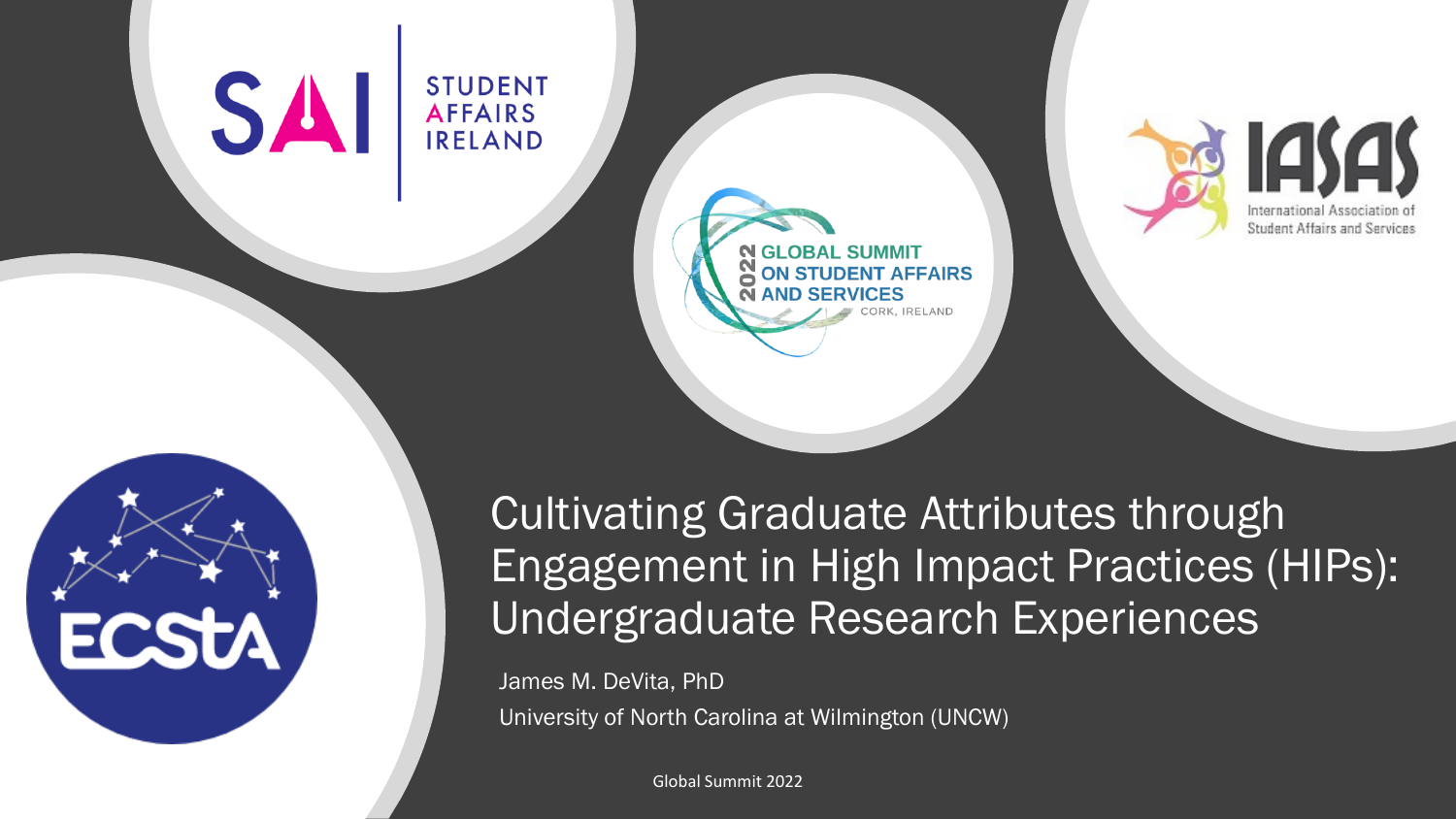# Cultivating Graduate Attributes through Engagement in High Impact Practices (HIPs): Undergraduate Research Experiences

James M. DeVita, PhD

University of North Carolina at Wilmington (UNCW)

Global Summit 2022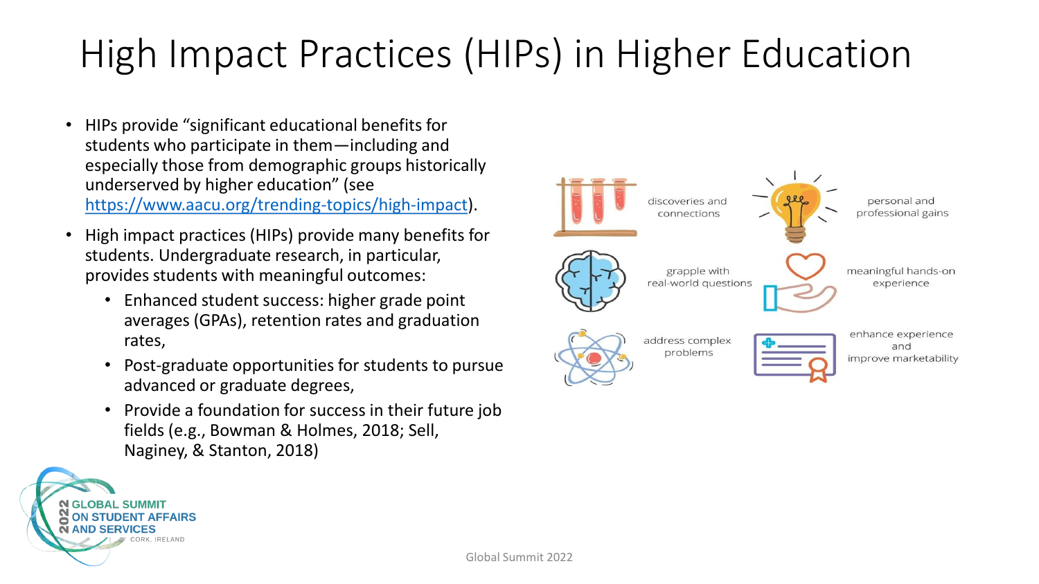# High Impact Practices (HIPs) in Higher Education

- HIPs provide "significant educational benefits for students who participate in them—including and especially those from demographic groups historically underserved by higher education" (see https://www.aacu.org/trending-topics/high-impact).
- High impact practices (HIPs) provide many benefits for students. Undergraduate research, in particular, provides students with meaningful outcomes:
  - Enhanced student success: higher grade point averages (GPAs), retention rates and graduation rates,
  - Post-graduate opportunities for students to pursue advanced or graduate degrees,
  - Provide a foundation for success in their future job fields (e.g., Bowman & Holmes, 2018; Sell, Naginey, & Stanton, 2018)

discoveries and connections

personal and professional gains

grapple with real-world questions

meaningful hands-on experience

address complex problems

enhance experience and improve marketability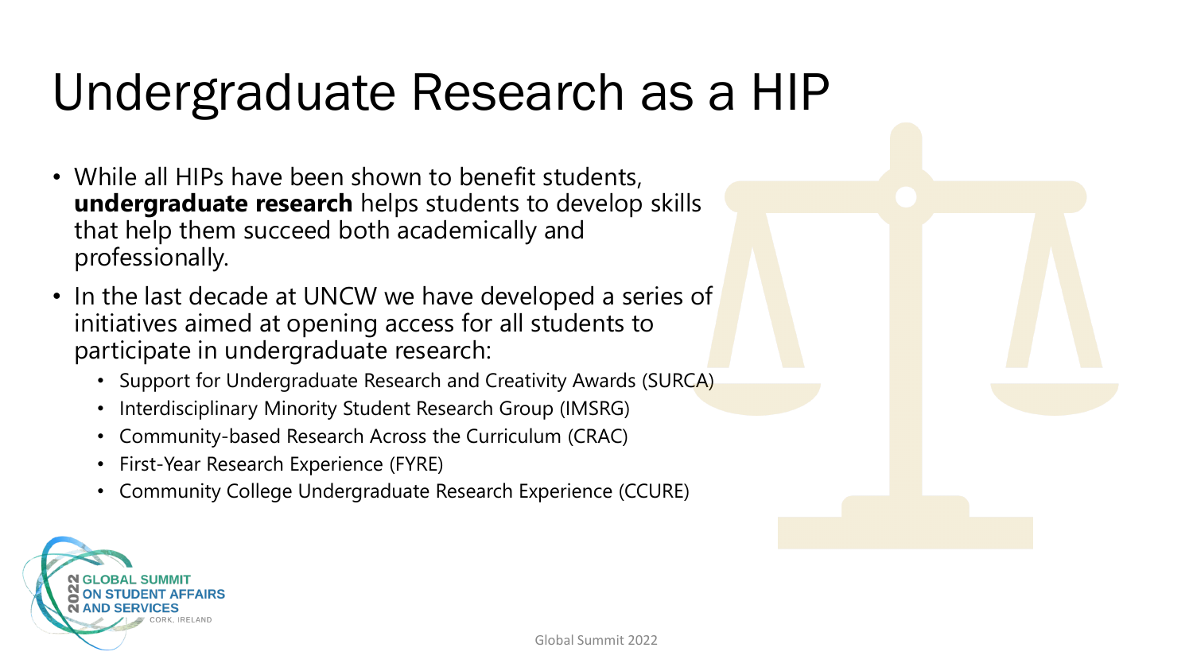# Undergraduate Research as a HIP

- While all HIPs have been shown to benefit students, **undergraduate research** helps students to develop skills that help them succeed both academically and professionally.
- In the last decade at UNCW we have developed a series of initiatives aimed at opening access for all students to participate in undergraduate research:
  - Support for Undergraduate Research and Creativity Awards (SURCA)
  - Interdisciplinary Minority Student Research Group (IMSRG)
  - Community-based Research Across the Curriculum (CRAC)
  - First-Year Research Experience (FYRE)
  - Community College Undergraduate Research Experience (CCURE)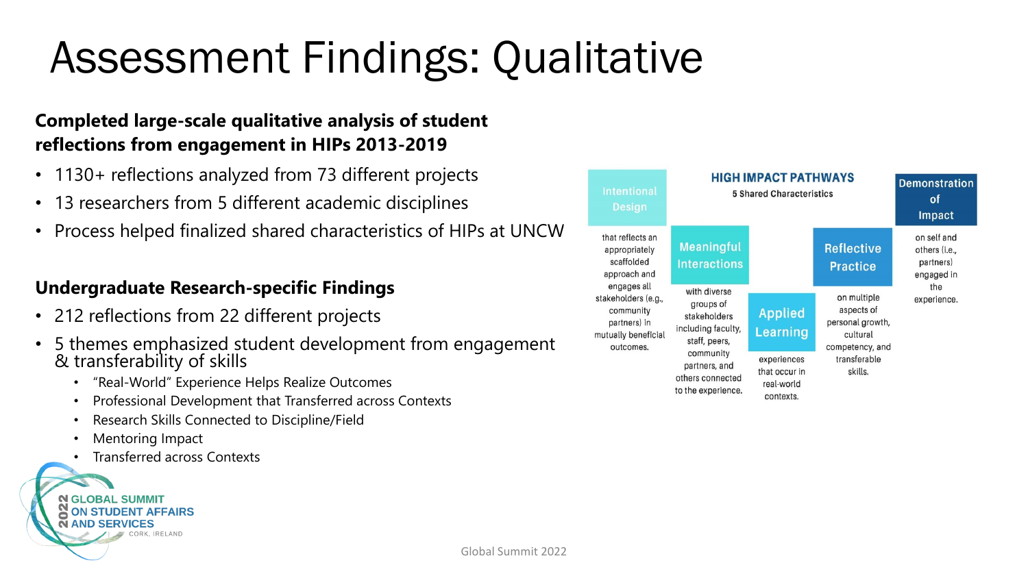# Assessment Findings: Qualitative

**Completed large-scale qualitative analysis of student reflections from engagement in HIPs 2013-2019**

- 1130+ reflections analyzed from 73 different projects
- 13 researchers from 5 different academic disciplines
- Process helped finalized shared characteristics of HIPs at UNCW

**Undergraduate Research-specific Findings**

- 212 reflections from 22 different projects
- 5 themes emphasized student development from engagement & transferability of skills
  - "Real-World" Experience Helps Realize Outcomes
  - Professional Development that Transferred across Contexts
  - Research Skills Connected to Discipline/Field
  - Mentoring Impact
  - Transferred across Contexts

**HIGH IMPACT PATHWAYS**

5 Shared Characteristics

- **Intentional Design** that reflects an appropriately scaffolded approach and engages all stakeholders (e.g., community partners) in mutually beneficial outcomes.
- **Meaningful Interactions** with diverse groups of stakeholders including faculty, staff, peers, community partners, and others connected to the experience.
- **Applied Learning** experiences that occur in real-world contexts.
- **Reflective Practice** on multiple aspects of personal growth, cultural competency, and transferable skills.
- **Demonstration of Impact** on self and others (i.e., partners) engaged in the experience.

2022 GLOBAL SUMMIT ON STUDENT AFFAIRS AND SERVICES
CORK, IRELAND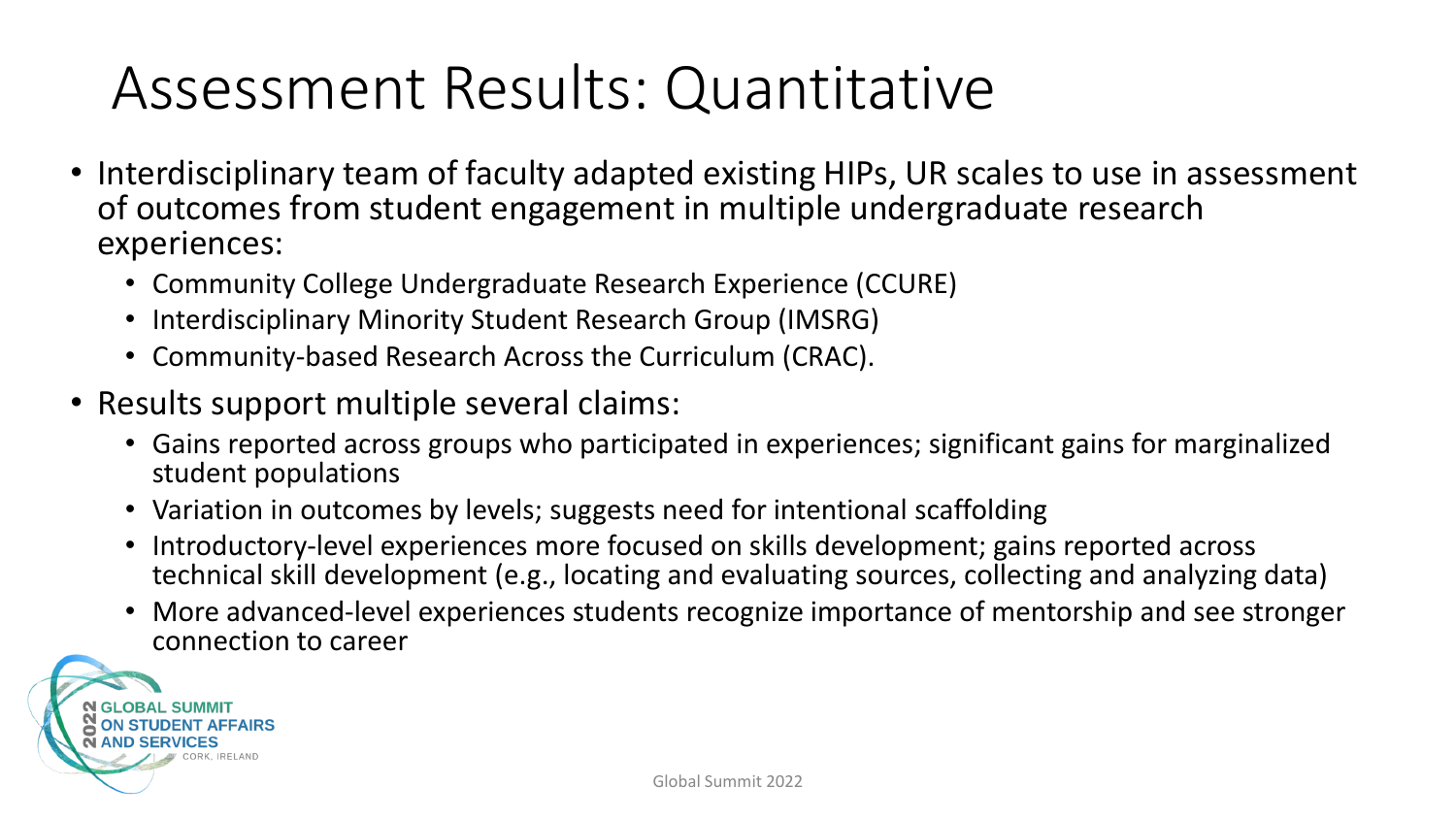# Assessment Results: Quantitative

- Interdisciplinary team of faculty adapted existing HIPs, UR scales to use in assessment of outcomes from student engagement in multiple undergraduate research experiences:
  - Community College Undergraduate Research Experience (CCURE)
  - Interdisciplinary Minority Student Research Group (IMSRG)
  - Community-based Research Across the Curriculum (CRAC).
- Results support multiple several claims:
  - Gains reported across groups who participated in experiences; significant gains for marginalized student populations
  - Variation in outcomes by levels; suggests need for intentional scaffolding
  - Introductory-level experiences more focused on skills development; gains reported across technical skill development (e.g., locating and evaluating sources, collecting and analyzing data)
  - More advanced-level experiences students recognize importance of mentorship and see stronger connection to career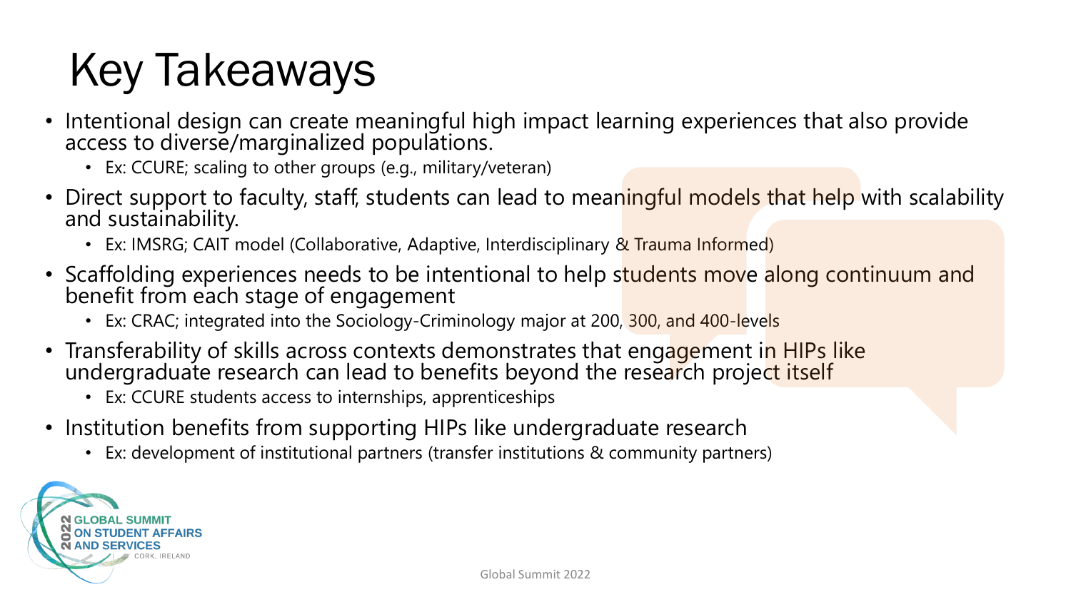# Key Takeaways

- Intentional design can create meaningful high impact learning experiences that also provide access to diverse/marginalized populations.
  - Ex: CCURE; scaling to other groups (e.g., military/veteran)
- Direct support to faculty, staff, students can lead to meaningful models that help with scalability and sustainability.
  - Ex: IMSRG; CAIT model (Collaborative, Adaptive, Interdisciplinary & Trauma Informed)
- Scaffolding experiences needs to be intentional to help students move along continuum and benefit from each stage of engagement
  - Ex: CRAC; integrated into the Sociology-Criminology major at 200, 300, and 400-levels
- Transferability of skills across contexts demonstrates that engagement in HIPs like undergraduate research can lead to benefits beyond the research project itself
  - Ex: CCURE students access to internships, apprenticeships
- Institution benefits from supporting HIPs like undergraduate research
  - Ex: development of institutional partners (transfer institutions & community partners)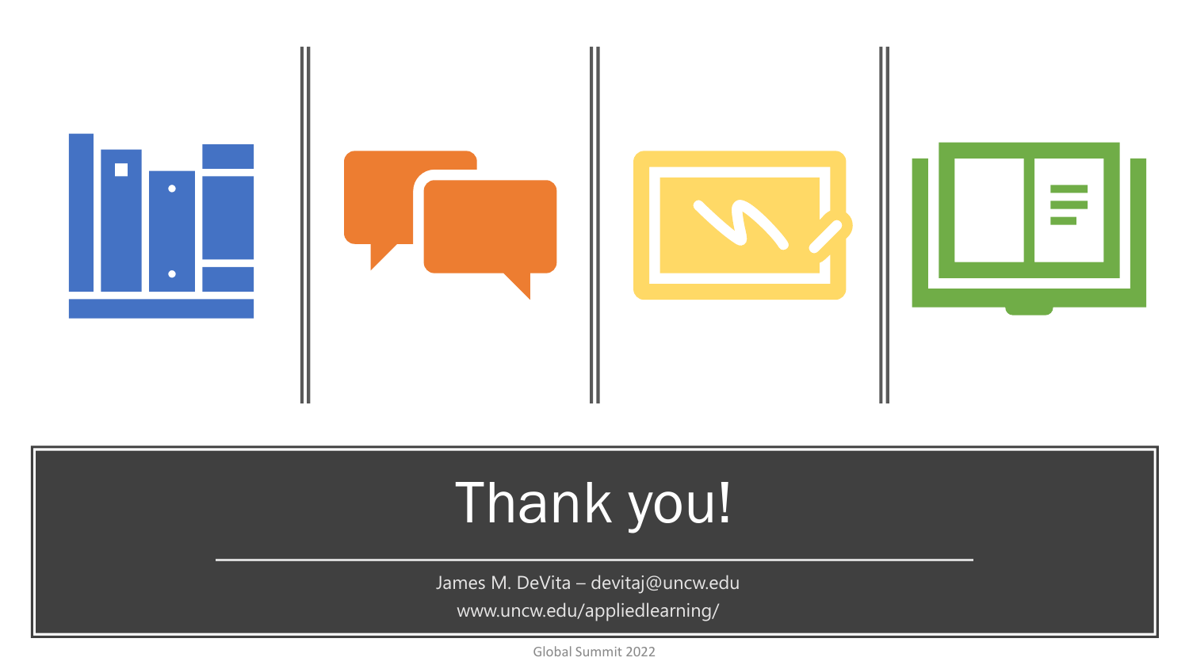# Thank you!

James M. DeVita – devitaj@uncw.edu

www.uncw.edu/appliedlearning/

Global Summit 2022